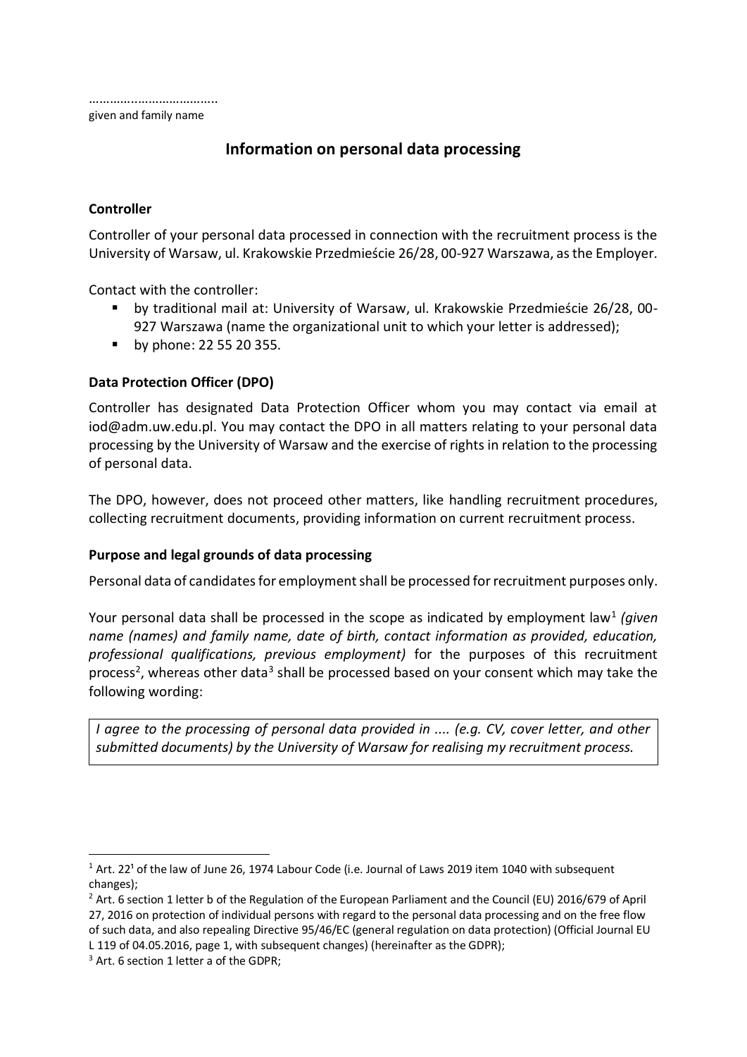……………………………..
given and family name

# Information on personal data processing

### Controller

Controller of your personal data processed in connection with the recruitment process is the University of Warsaw, ul. Krakowskie Przedmieście 26/28, 00-927 Warszawa, as the Employer.

Contact with the controller:

- by traditional mail at: University of Warsaw, ul. Krakowskie Przedmieście 26/28, 00-927 Warszawa (name the organizational unit to which your letter is addressed);
- by phone: 22 55 20 355.

### Data Protection Officer (DPO)

Controller has designated Data Protection Officer whom you may contact via email at iod@adm.uw.edu.pl. You may contact the DPO in all matters relating to your personal data processing by the University of Warsaw and the exercise of rights in relation to the processing of personal data.

The DPO, however, does not proceed other matters, like handling recruitment procedures, collecting recruitment documents, providing information on current recruitment process.

### Purpose and legal grounds of data processing

Personal data of candidates for employment shall be processed for recruitment purposes only.

Your personal data shall be processed in the scope as indicated by employment law[1] *(given name (names) and family name, date of birth, contact information as provided, education, professional qualifications, previous employment)* for the purposes of this recruitment process[2], whereas other data[3] shall be processed based on your consent which may take the following wording:

> *I agree to the processing of personal data provided in .... (e.g. CV, cover letter, and other submitted documents) by the University of Warsaw for realising my recruitment process.*

---

[1] Art. 22¹ of the law of June 26, 1974 Labour Code (i.e. Journal of Laws 2019 item 1040 with subsequent changes);

[2] Art. 6 section 1 letter b of the Regulation of the European Parliament and the Council (EU) 2016/679 of April 27, 2016 on protection of individual persons with regard to the personal data processing and on the free flow of such data, and also repealing Directive 95/46/EC (general regulation on data protection) (Official Journal EU L 119 of 04.05.2016, page 1, with subsequent changes) (hereinafter as the GDPR);

[3] Art. 6 section 1 letter a of the GDPR;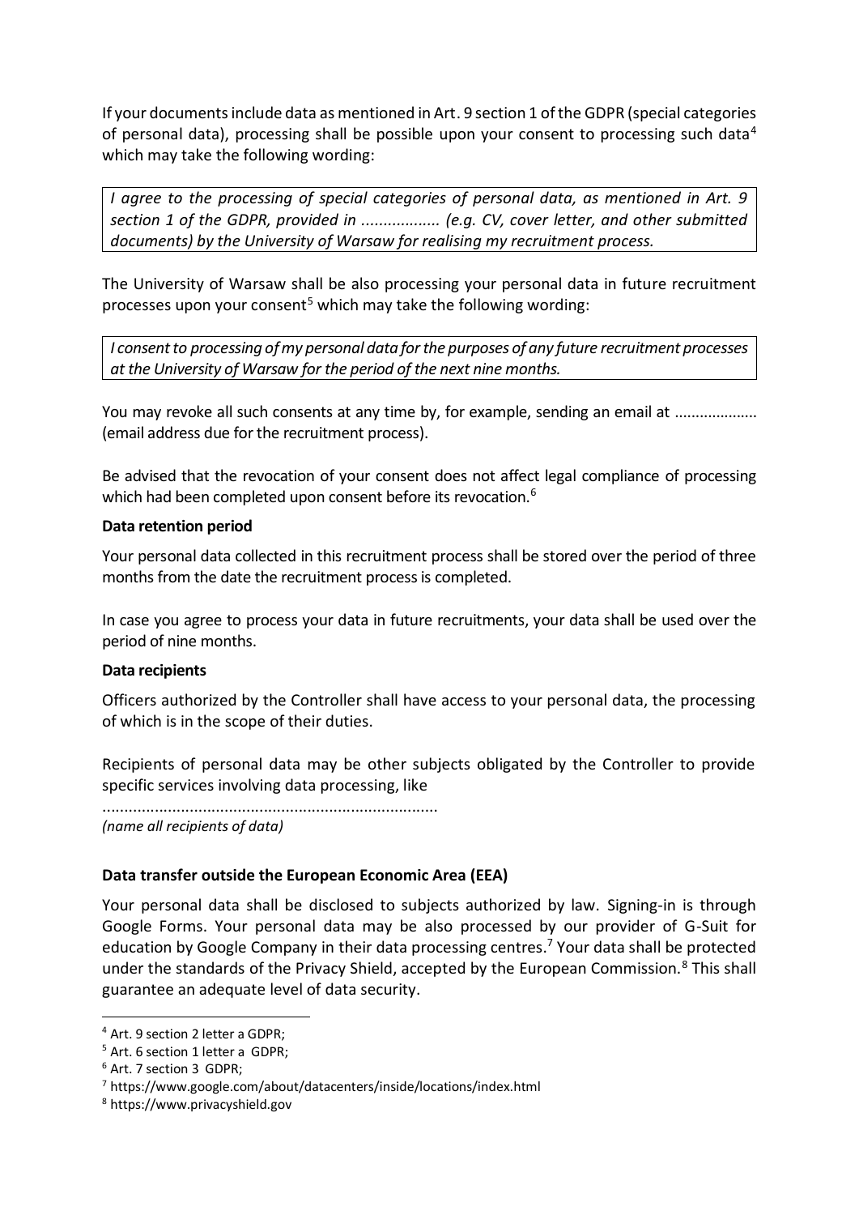If your documents include data as mentioned in Art. 9 section 1 of the GDPR (special categories of personal data), processing shall be possible upon your consent to processing such data[4] which may take the following wording:

> *I agree to the processing of special categories of personal data, as mentioned in Art. 9 section 1 of the GDPR, provided in .................. (e.g. CV, cover letter, and other submitted documents) by the University of Warsaw for realising my recruitment process.*

The University of Warsaw shall be also processing your personal data in future recruitment processes upon your consent[5] which may take the following wording:

> *I consent to processing of my personal data for the purposes of any future recruitment processes at the University of Warsaw for the period of the next nine months.*

You may revoke all such consents at any time by, for example, sending an email at .................... (email address due for the recruitment process).

Be advised that the revocation of your consent does not affect legal compliance of processing which had been completed upon consent before its revocation.[6]

**Data retention period**

Your personal data collected in this recruitment process shall be stored over the period of three months from the date the recruitment process is completed.

In case you agree to process your data in future recruitments, your data shall be used over the period of nine months.

**Data recipients**

Officers authorized by the Controller shall have access to your personal data, the processing of which is in the scope of their duties.

Recipients of personal data may be other subjects obligated by the Controller to provide specific services involving data processing, like

............................................................................
*(name all recipients of data)*

**Data transfer outside the European Economic Area (EEA)**

Your personal data shall be disclosed to subjects authorized by law. Signing-in is through Google Forms. Your personal data may be also processed by our provider of G-Suit for education by Google Company in their data processing centres.[7] Your data shall be protected under the standards of the Privacy Shield, accepted by the European Commission.[8] This shall guarantee an adequate level of data security.

---

[4] Art. 9 section 2 letter a GDPR;

[5] Art. 6 section 1 letter a GDPR;

[6] Art. 7 section 3 GDPR;

[7] https://www.google.com/about/datacenters/inside/locations/index.html

[8] https://www.privacyshield.gov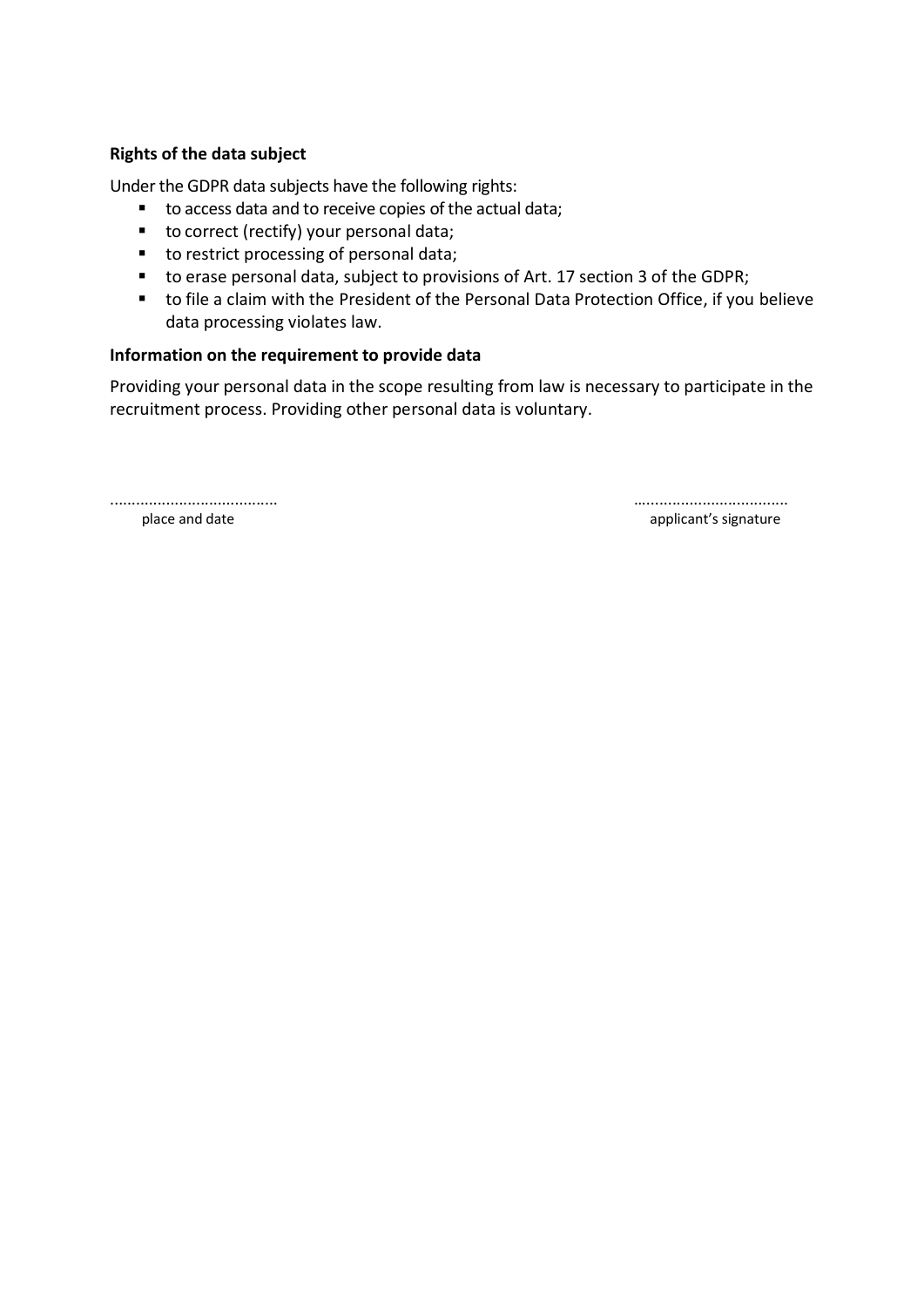**Rights of the data subject**

Under the GDPR data subjects have the following rights:

- to access data and to receive copies of the actual data;
- to correct (rectify) your personal data;
- to restrict processing of personal data;
- to erase personal data, subject to provisions of Art. 17 section 3 of the GDPR;
- to file a claim with the President of the Personal Data Protection Office, if you believe data processing violates law.

**Information on the requirement to provide data**

Providing your personal data in the scope resulting from law is necessary to participate in the recruitment process. Providing other personal data is voluntary.

......................................
place and date

…...............................
applicant's signature